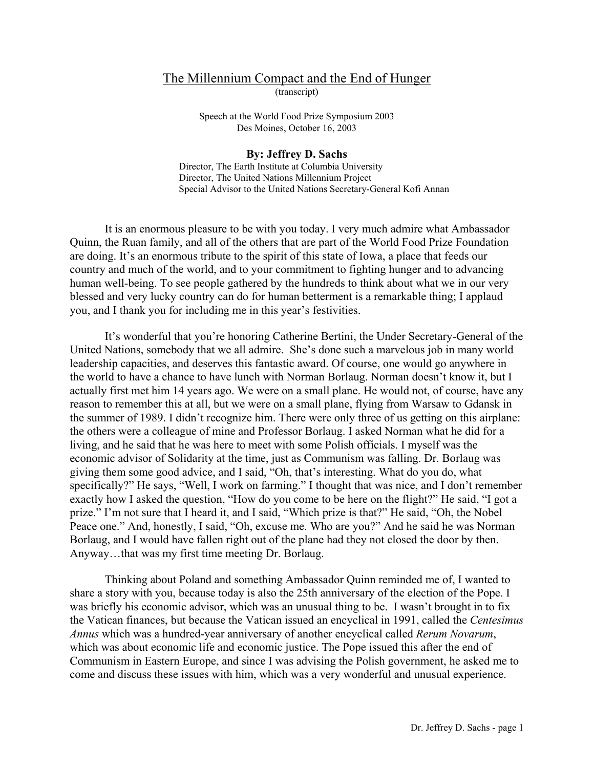# The Millennium Compact and the End of Hunger

(transcript)

Speech at the World Food Prize Symposium 2003
Des Moines, October 16, 2003

**By: Jeffrey D. Sachs**

Director, The Earth Institute at Columbia University
Director, The United Nations Millennium Project
Special Advisor to the United Nations Secretary-General Kofi Annan

It is an enormous pleasure to be with you today. I very much admire what Ambassador Quinn, the Ruan family, and all of the others that are part of the World Food Prize Foundation are doing. It's an enormous tribute to the spirit of this state of Iowa, a place that feeds our country and much of the world, and to your commitment to fighting hunger and to advancing human well-being. To see people gathered by the hundreds to think about what we in our very blessed and very lucky country can do for human betterment is a remarkable thing; I applaud you, and I thank you for including me in this year's festivities.

It's wonderful that you're honoring Catherine Bertini, the Under Secretary-General of the United Nations, somebody that we all admire. She's done such a marvelous job in many world leadership capacities, and deserves this fantastic award. Of course, one would go anywhere in the world to have a chance to have lunch with Norman Borlaug. Norman doesn't know it, but I actually first met him 14 years ago. We were on a small plane. He would not, of course, have any reason to remember this at all, but we were on a small plane, flying from Warsaw to Gdansk in the summer of 1989. I didn't recognize him. There were only three of us getting on this airplane: the others were a colleague of mine and Professor Borlaug. I asked Norman what he did for a living, and he said that he was here to meet with some Polish officials. I myself was the economic advisor of Solidarity at the time, just as Communism was falling. Dr. Borlaug was giving them some good advice, and I said, "Oh, that's interesting. What do you do, what specifically?" He says, "Well, I work on farming." I thought that was nice, and I don't remember exactly how I asked the question, "How do you come to be here on the flight?" He said, "I got a prize." I'm not sure that I heard it, and I said, "Which prize is that?" He said, "Oh, the Nobel Peace one." And, honestly, I said, "Oh, excuse me. Who are you?" And he said he was Norman Borlaug, and I would have fallen right out of the plane had they not closed the door by then. Anyway…that was my first time meeting Dr. Borlaug.

Thinking about Poland and something Ambassador Quinn reminded me of, I wanted to share a story with you, because today is also the 25th anniversary of the election of the Pope. I was briefly his economic advisor, which was an unusual thing to be. I wasn't brought in to fix the Vatican finances, but because the Vatican issued an encyclical in 1991, called the *Centesimus Annus* which was a hundred-year anniversary of another encyclical called *Rerum Novarum*, which was about economic life and economic justice. The Pope issued this after the end of Communism in Eastern Europe, and since I was advising the Polish government, he asked me to come and discuss these issues with him, which was a very wonderful and unusual experience.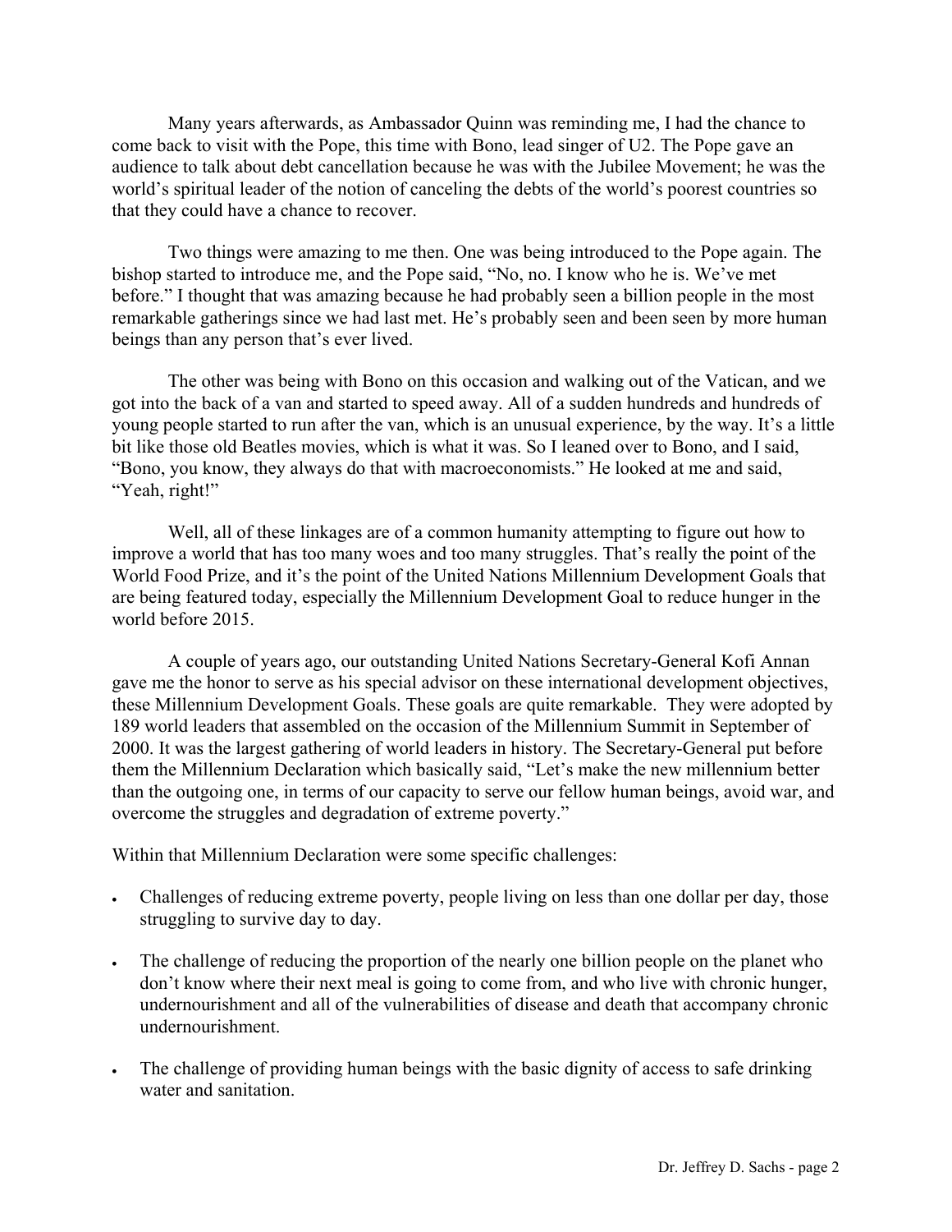Many years afterwards, as Ambassador Quinn was reminding me, I had the chance to come back to visit with the Pope, this time with Bono, lead singer of U2. The Pope gave an audience to talk about debt cancellation because he was with the Jubilee Movement; he was the world's spiritual leader of the notion of canceling the debts of the world's poorest countries so that they could have a chance to recover.

Two things were amazing to me then. One was being introduced to the Pope again. The bishop started to introduce me, and the Pope said, "No, no. I know who he is. We've met before." I thought that was amazing because he had probably seen a billion people in the most remarkable gatherings since we had last met. He's probably seen and been seen by more human beings than any person that's ever lived.

The other was being with Bono on this occasion and walking out of the Vatican, and we got into the back of a van and started to speed away. All of a sudden hundreds and hundreds of young people started to run after the van, which is an unusual experience, by the way. It's a little bit like those old Beatles movies, which is what it was. So I leaned over to Bono, and I said, "Bono, you know, they always do that with macroeconomists." He looked at me and said, "Yeah, right!"

Well, all of these linkages are of a common humanity attempting to figure out how to improve a world that has too many woes and too many struggles. That's really the point of the World Food Prize, and it's the point of the United Nations Millennium Development Goals that are being featured today, especially the Millennium Development Goal to reduce hunger in the world before 2015.

A couple of years ago, our outstanding United Nations Secretary-General Kofi Annan gave me the honor to serve as his special advisor on these international development objectives, these Millennium Development Goals. These goals are quite remarkable. They were adopted by 189 world leaders that assembled on the occasion of the Millennium Summit in September of 2000. It was the largest gathering of world leaders in history. The Secretary-General put before them the Millennium Declaration which basically said, "Let's make the new millennium better than the outgoing one, in terms of our capacity to serve our fellow human beings, avoid war, and overcome the struggles and degradation of extreme poverty."

Within that Millennium Declaration were some specific challenges:

- Challenges of reducing extreme poverty, people living on less than one dollar per day, those struggling to survive day to day.

- The challenge of reducing the proportion of the nearly one billion people on the planet who don't know where their next meal is going to come from, and who live with chronic hunger, undernourishment and all of the vulnerabilities of disease and death that accompany chronic undernourishment.

- The challenge of providing human beings with the basic dignity of access to safe drinking water and sanitation.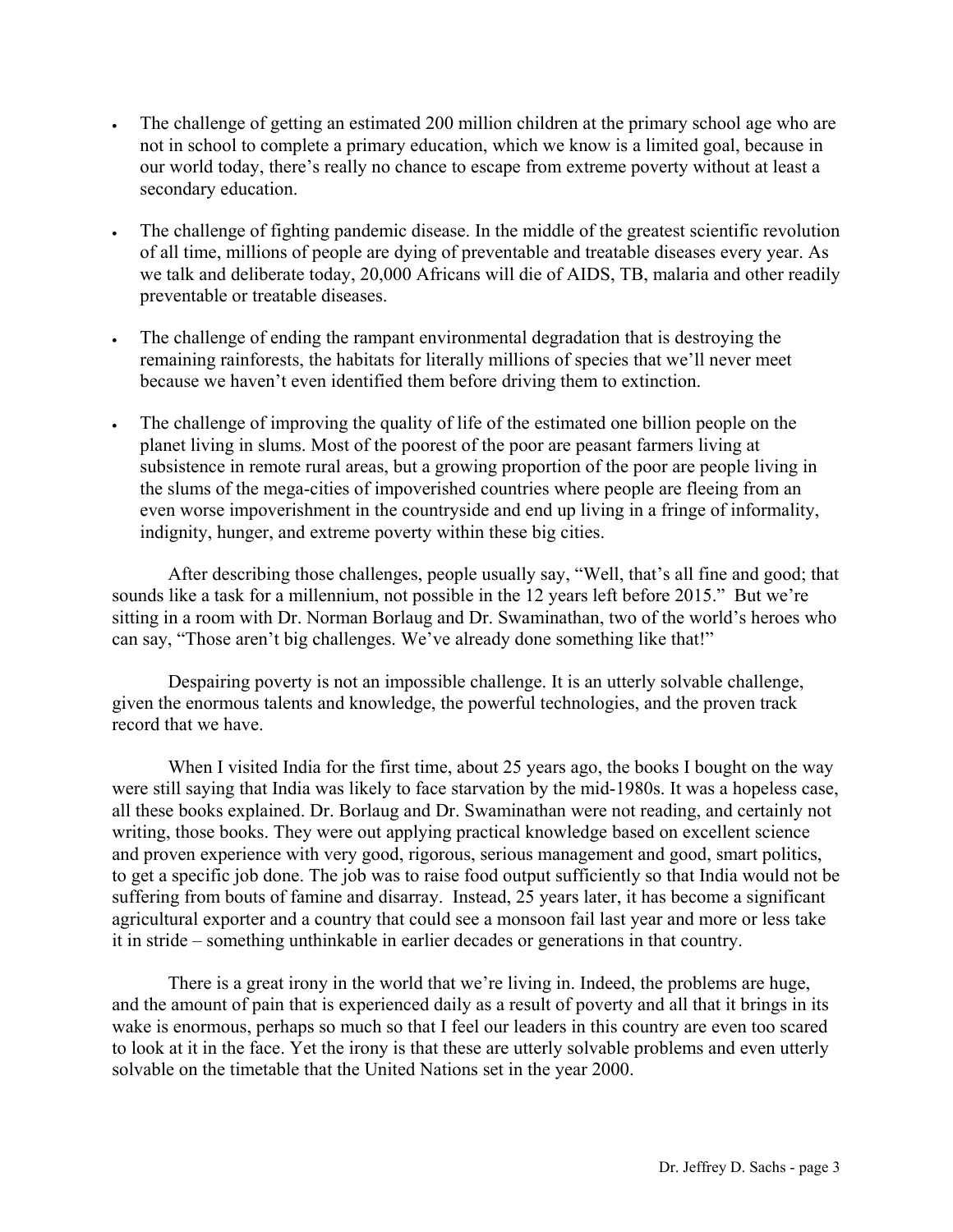- The challenge of getting an estimated 200 million children at the primary school age who are not in school to complete a primary education, which we know is a limited goal, because in our world today, there's really no chance to escape from extreme poverty without at least a secondary education.

- The challenge of fighting pandemic disease. In the middle of the greatest scientific revolution of all time, millions of people are dying of preventable and treatable diseases every year. As we talk and deliberate today, 20,000 Africans will die of AIDS, TB, malaria and other readily preventable or treatable diseases.

- The challenge of ending the rampant environmental degradation that is destroying the remaining rainforests, the habitats for literally millions of species that we'll never meet because we haven't even identified them before driving them to extinction.

- The challenge of improving the quality of life of the estimated one billion people on the planet living in slums. Most of the poorest of the poor are peasant farmers living at subsistence in remote rural areas, but a growing proportion of the poor are people living in the slums of the mega-cities of impoverished countries where people are fleeing from an even worse impoverishment in the countryside and end up living in a fringe of informality, indignity, hunger, and extreme poverty within these big cities.

After describing those challenges, people usually say, "Well, that's all fine and good; that sounds like a task for a millennium, not possible in the 12 years left before 2015." But we're sitting in a room with Dr. Norman Borlaug and Dr. Swaminathan, two of the world's heroes who can say, "Those aren't big challenges. We've already done something like that!"

Despairing poverty is not an impossible challenge. It is an utterly solvable challenge, given the enormous talents and knowledge, the powerful technologies, and the proven track record that we have.

When I visited India for the first time, about 25 years ago, the books I bought on the way were still saying that India was likely to face starvation by the mid-1980s. It was a hopeless case, all these books explained. Dr. Borlaug and Dr. Swaminathan were not reading, and certainly not writing, those books. They were out applying practical knowledge based on excellent science and proven experience with very good, rigorous, serious management and good, smart politics, to get a specific job done. The job was to raise food output sufficiently so that India would not be suffering from bouts of famine and disarray. Instead, 25 years later, it has become a significant agricultural exporter and a country that could see a monsoon fail last year and more or less take it in stride – something unthinkable in earlier decades or generations in that country.

There is a great irony in the world that we're living in. Indeed, the problems are huge, and the amount of pain that is experienced daily as a result of poverty and all that it brings in its wake is enormous, perhaps so much so that I feel our leaders in this country are even too scared to look at it in the face. Yet the irony is that these are utterly solvable problems and even utterly solvable on the timetable that the United Nations set in the year 2000.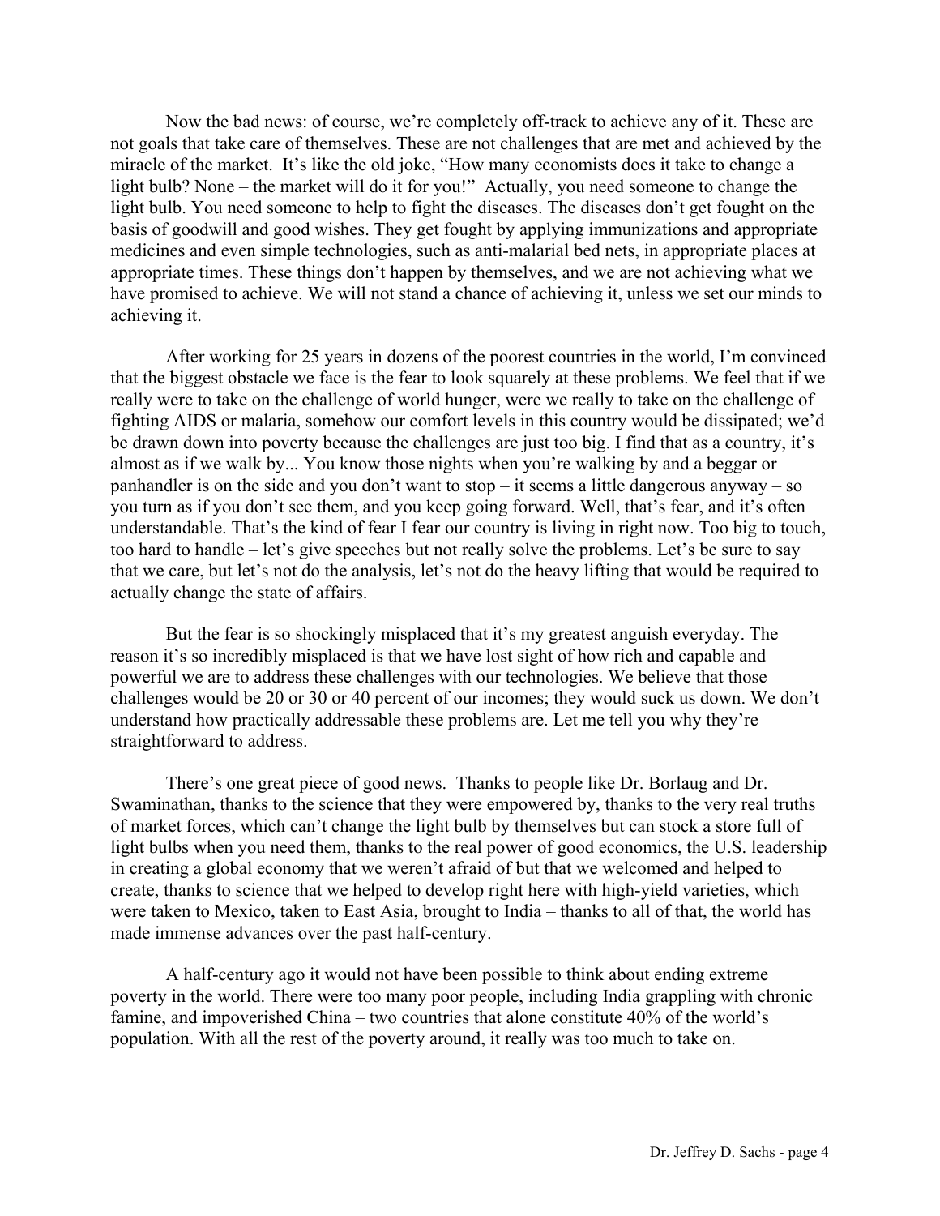Now the bad news: of course, we're completely off-track to achieve any of it. These are not goals that take care of themselves. These are not challenges that are met and achieved by the miracle of the market. It's like the old joke, "How many economists does it take to change a light bulb? None – the market will do it for you!" Actually, you need someone to change the light bulb. You need someone to help to fight the diseases. The diseases don't get fought on the basis of goodwill and good wishes. They get fought by applying immunizations and appropriate medicines and even simple technologies, such as anti-malarial bed nets, in appropriate places at appropriate times. These things don't happen by themselves, and we are not achieving what we have promised to achieve. We will not stand a chance of achieving it, unless we set our minds to achieving it.

After working for 25 years in dozens of the poorest countries in the world, I'm convinced that the biggest obstacle we face is the fear to look squarely at these problems. We feel that if we really were to take on the challenge of world hunger, were we really to take on the challenge of fighting AIDS or malaria, somehow our comfort levels in this country would be dissipated; we'd be drawn down into poverty because the challenges are just too big. I find that as a country, it's almost as if we walk by... You know those nights when you're walking by and a beggar or panhandler is on the side and you don't want to stop – it seems a little dangerous anyway – so you turn as if you don't see them, and you keep going forward. Well, that's fear, and it's often understandable. That's the kind of fear I fear our country is living in right now. Too big to touch, too hard to handle – let's give speeches but not really solve the problems. Let's be sure to say that we care, but let's not do the analysis, let's not do the heavy lifting that would be required to actually change the state of affairs.

But the fear is so shockingly misplaced that it's my greatest anguish everyday. The reason it's so incredibly misplaced is that we have lost sight of how rich and capable and powerful we are to address these challenges with our technologies. We believe that those challenges would be 20 or 30 or 40 percent of our incomes; they would suck us down. We don't understand how practically addressable these problems are. Let me tell you why they're straightforward to address.

There's one great piece of good news. Thanks to people like Dr. Borlaug and Dr. Swaminathan, thanks to the science that they were empowered by, thanks to the very real truths of market forces, which can't change the light bulb by themselves but can stock a store full of light bulbs when you need them, thanks to the real power of good economics, the U.S. leadership in creating a global economy that we weren't afraid of but that we welcomed and helped to create, thanks to science that we helped to develop right here with high-yield varieties, which were taken to Mexico, taken to East Asia, brought to India – thanks to all of that, the world has made immense advances over the past half-century.

A half-century ago it would not have been possible to think about ending extreme poverty in the world. There were too many poor people, including India grappling with chronic famine, and impoverished China – two countries that alone constitute 40% of the world's population. With all the rest of the poverty around, it really was too much to take on.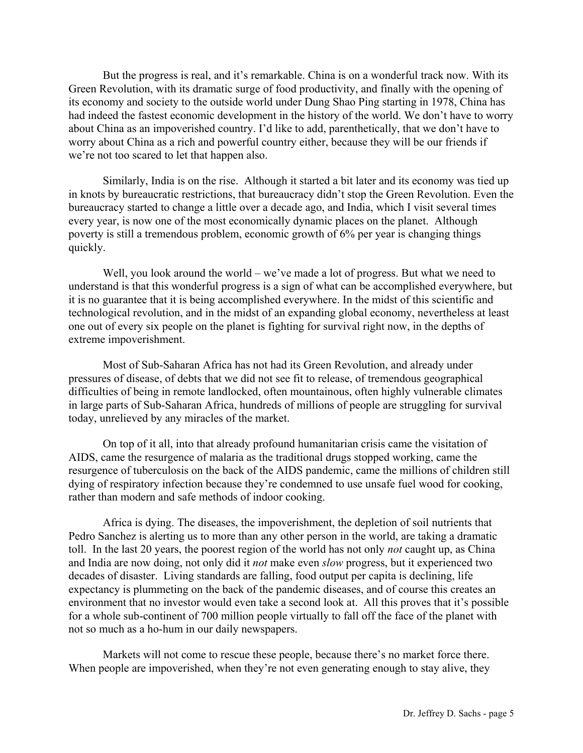But the progress is real, and it's remarkable. China is on a wonderful track now. With its Green Revolution, with its dramatic surge of food productivity, and finally with the opening of its economy and society to the outside world under Dung Shao Ping starting in 1978, China has had indeed the fastest economic development in the history of the world. We don't have to worry about China as an impoverished country. I'd like to add, parenthetically, that we don't have to worry about China as a rich and powerful country either, because they will be our friends if we're not too scared to let that happen also.

Similarly, India is on the rise. Although it started a bit later and its economy was tied up in knots by bureaucratic restrictions, that bureaucracy didn't stop the Green Revolution. Even the bureaucracy started to change a little over a decade ago, and India, which I visit several times every year, is now one of the most economically dynamic places on the planet. Although poverty is still a tremendous problem, economic growth of 6% per year is changing things quickly.

Well, you look around the world – we've made a lot of progress. But what we need to understand is that this wonderful progress is a sign of what can be accomplished everywhere, but it is no guarantee that it is being accomplished everywhere. In the midst of this scientific and technological revolution, and in the midst of an expanding global economy, nevertheless at least one out of every six people on the planet is fighting for survival right now, in the depths of extreme impoverishment.

Most of Sub-Saharan Africa has not had its Green Revolution, and already under pressures of disease, of debts that we did not see fit to release, of tremendous geographical difficulties of being in remote landlocked, often mountainous, often highly vulnerable climates in large parts of Sub-Saharan Africa, hundreds of millions of people are struggling for survival today, unrelieved by any miracles of the market.

On top of it all, into that already profound humanitarian crisis came the visitation of AIDS, came the resurgence of malaria as the traditional drugs stopped working, came the resurgence of tuberculosis on the back of the AIDS pandemic, came the millions of children still dying of respiratory infection because they're condemned to use unsafe fuel wood for cooking, rather than modern and safe methods of indoor cooking.

Africa is dying. The diseases, the impoverishment, the depletion of soil nutrients that Pedro Sanchez is alerting us to more than any other person in the world, are taking a dramatic toll. In the last 20 years, the poorest region of the world has not only *not* caught up, as China and India are now doing, not only did it *not* make even *slow* progress, but it experienced two decades of disaster. Living standards are falling, food output per capita is declining, life expectancy is plummeting on the back of the pandemic diseases, and of course this creates an environment that no investor would even take a second look at. All this proves that it's possible for a whole sub-continent of 700 million people virtually to fall off the face of the planet with not so much as a ho-hum in our daily newspapers.

Markets will not come to rescue these people, because there's no market force there. When people are impoverished, when they're not even generating enough to stay alive, they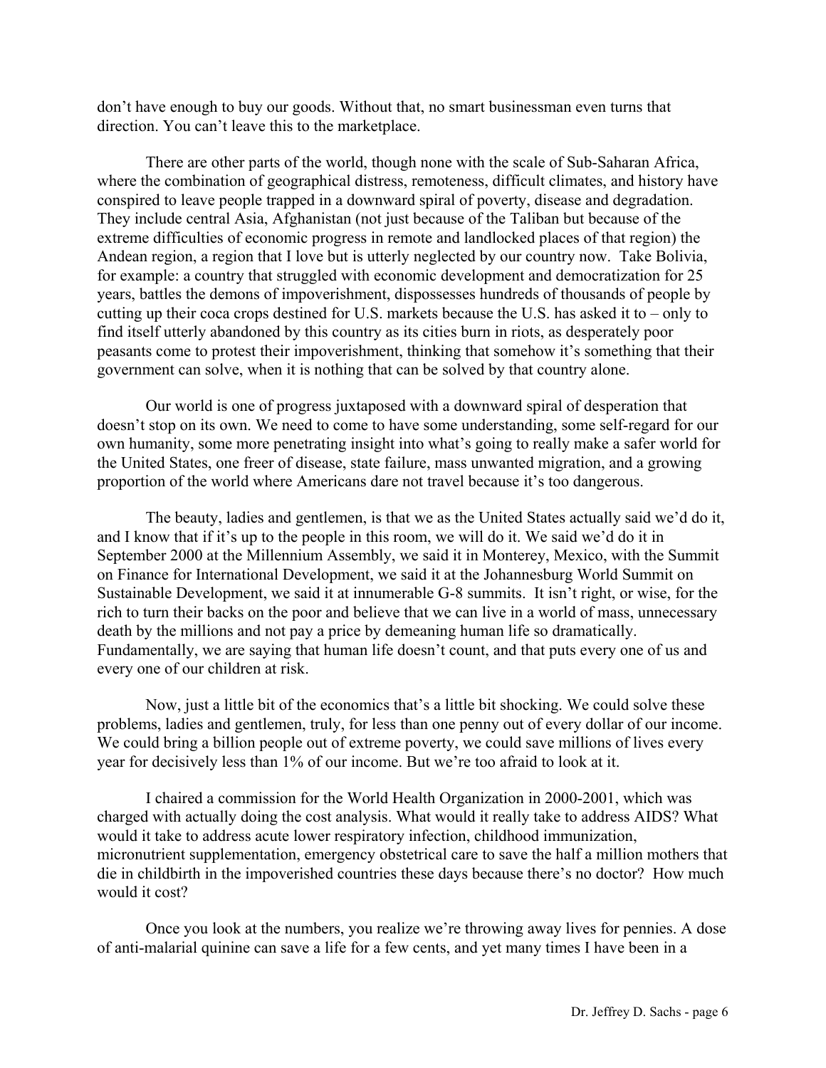don't have enough to buy our goods. Without that, no smart businessman even turns that direction. You can't leave this to the marketplace.

There are other parts of the world, though none with the scale of Sub-Saharan Africa, where the combination of geographical distress, remoteness, difficult climates, and history have conspired to leave people trapped in a downward spiral of poverty, disease and degradation. They include central Asia, Afghanistan (not just because of the Taliban but because of the extreme difficulties of economic progress in remote and landlocked places of that region) the Andean region, a region that I love but is utterly neglected by our country now. Take Bolivia, for example: a country that struggled with economic development and democratization for 25 years, battles the demons of impoverishment, dispossesses hundreds of thousands of people by cutting up their coca crops destined for U.S. markets because the U.S. has asked it to – only to find itself utterly abandoned by this country as its cities burn in riots, as desperately poor peasants come to protest their impoverishment, thinking that somehow it's something that their government can solve, when it is nothing that can be solved by that country alone.

Our world is one of progress juxtaposed with a downward spiral of desperation that doesn't stop on its own. We need to come to have some understanding, some self-regard for our own humanity, some more penetrating insight into what's going to really make a safer world for the United States, one freer of disease, state failure, mass unwanted migration, and a growing proportion of the world where Americans dare not travel because it's too dangerous.

The beauty, ladies and gentlemen, is that we as the United States actually said we'd do it, and I know that if it's up to the people in this room, we will do it. We said we'd do it in September 2000 at the Millennium Assembly, we said it in Monterey, Mexico, with the Summit on Finance for International Development, we said it at the Johannesburg World Summit on Sustainable Development, we said it at innumerable G-8 summits. It isn't right, or wise, for the rich to turn their backs on the poor and believe that we can live in a world of mass, unnecessary death by the millions and not pay a price by demeaning human life so dramatically. Fundamentally, we are saying that human life doesn't count, and that puts every one of us and every one of our children at risk.

Now, just a little bit of the economics that's a little bit shocking. We could solve these problems, ladies and gentlemen, truly, for less than one penny out of every dollar of our income. We could bring a billion people out of extreme poverty, we could save millions of lives every year for decisively less than 1% of our income. But we're too afraid to look at it.

I chaired a commission for the World Health Organization in 2000-2001, which was charged with actually doing the cost analysis. What would it really take to address AIDS? What would it take to address acute lower respiratory infection, childhood immunization, micronutrient supplementation, emergency obstetrical care to save the half a million mothers that die in childbirth in the impoverished countries these days because there's no doctor? How much would it cost?

Once you look at the numbers, you realize we're throwing away lives for pennies. A dose of anti-malarial quinine can save a life for a few cents, and yet many times I have been in a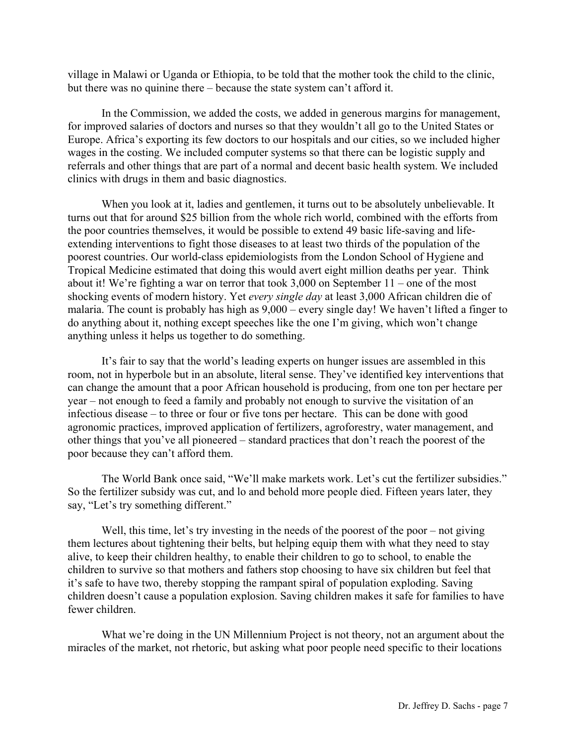village in Malawi or Uganda or Ethiopia, to be told that the mother took the child to the clinic, but there was no quinine there – because the state system can't afford it.

In the Commission, we added the costs, we added in generous margins for management, for improved salaries of doctors and nurses so that they wouldn't all go to the United States or Europe. Africa's exporting its few doctors to our hospitals and our cities, so we included higher wages in the costing. We included computer systems so that there can be logistic supply and referrals and other things that are part of a normal and decent basic health system. We included clinics with drugs in them and basic diagnostics.

When you look at it, ladies and gentlemen, it turns out to be absolutely unbelievable. It turns out that for around $25 billion from the whole rich world, combined with the efforts from the poor countries themselves, it would be possible to extend 49 basic life-saving and life-extending interventions to fight those diseases to at least two thirds of the population of the poorest countries. Our world-class epidemiologists from the London School of Hygiene and Tropical Medicine estimated that doing this would avert eight million deaths per year. Think about it! We're fighting a war on terror that took 3,000 on September 11 – one of the most shocking events of modern history. Yet *every single day* at least 3,000 African children die of malaria. The count is probably has high as 9,000 – every single day! We haven't lifted a finger to do anything about it, nothing except speeches like the one I'm giving, which won't change anything unless it helps us together to do something.

It's fair to say that the world's leading experts on hunger issues are assembled in this room, not in hyperbole but in an absolute, literal sense. They've identified key interventions that can change the amount that a poor African household is producing, from one ton per hectare per year – not enough to feed a family and probably not enough to survive the visitation of an infectious disease – to three or four or five tons per hectare. This can be done with good agronomic practices, improved application of fertilizers, agroforestry, water management, and other things that you've all pioneered – standard practices that don't reach the poorest of the poor because they can't afford them.

The World Bank once said, "We'll make markets work. Let's cut the fertilizer subsidies." So the fertilizer subsidy was cut, and lo and behold more people died. Fifteen years later, they say, "Let's try something different."

Well, this time, let's try investing in the needs of the poorest of the poor – not giving them lectures about tightening their belts, but helping equip them with what they need to stay alive, to keep their children healthy, to enable their children to go to school, to enable the children to survive so that mothers and fathers stop choosing to have six children but feel that it's safe to have two, thereby stopping the rampant spiral of population exploding. Saving children doesn't cause a population explosion. Saving children makes it safe for families to have fewer children.

What we're doing in the UN Millennium Project is not theory, not an argument about the miracles of the market, not rhetoric, but asking what poor people need specific to their locations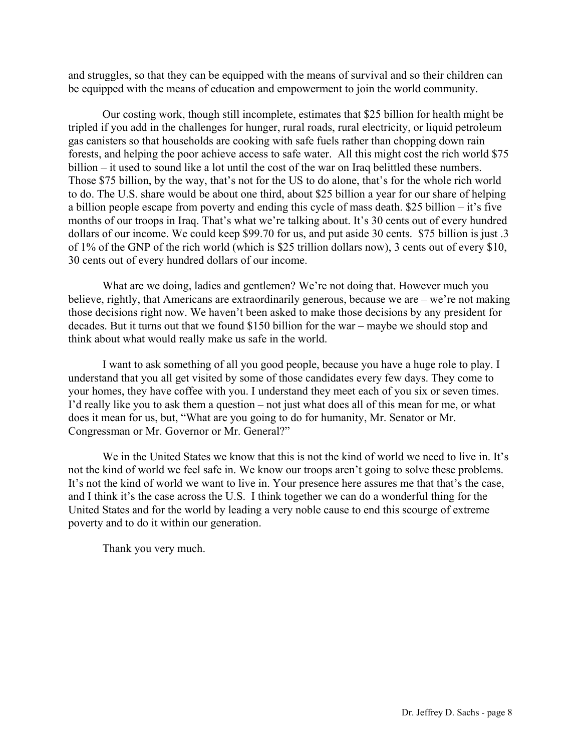and struggles, so that they can be equipped with the means of survival and so their children can be equipped with the means of education and empowerment to join the world community.

Our costing work, though still incomplete, estimates that $25 billion for health might be tripled if you add in the challenges for hunger, rural roads, rural electricity, or liquid petroleum gas canisters so that households are cooking with safe fuels rather than chopping down rain forests, and helping the poor achieve access to safe water. All this might cost the rich world $75 billion – it used to sound like a lot until the cost of the war on Iraq belittled these numbers. Those $75 billion, by the way, that's not for the US to do alone, that's for the whole rich world to do. The U.S. share would be about one third, about $25 billion a year for our share of helping a billion people escape from poverty and ending this cycle of mass death. $25 billion – it's five months of our troops in Iraq. That's what we're talking about. It's 30 cents out of every hundred dollars of our income. We could keep $99.70 for us, and put aside 30 cents. $75 billion is just .3 of 1% of the GNP of the rich world (which is $25 trillion dollars now), 3 cents out of every $10, 30 cents out of every hundred dollars of our income.

What are we doing, ladies and gentlemen? We're not doing that. However much you believe, rightly, that Americans are extraordinarily generous, because we are – we're not making those decisions right now. We haven't been asked to make those decisions by any president for decades. But it turns out that we found $150 billion for the war – maybe we should stop and think about what would really make us safe in the world.

I want to ask something of all you good people, because you have a huge role to play. I understand that you all get visited by some of those candidates every few days. They come to your homes, they have coffee with you. I understand they meet each of you six or seven times. I'd really like you to ask them a question – not just what does all of this mean for me, or what does it mean for us, but, "What are you going to do for humanity, Mr. Senator or Mr. Congressman or Mr. Governor or Mr. General?"

We in the United States we know that this is not the kind of world we need to live in. It's not the kind of world we feel safe in. We know our troops aren't going to solve these problems. It's not the kind of world we want to live in. Your presence here assures me that that's the case, and I think it's the case across the U.S. I think together we can do a wonderful thing for the United States and for the world by leading a very noble cause to end this scourge of extreme poverty and to do it within our generation.

Thank you very much.